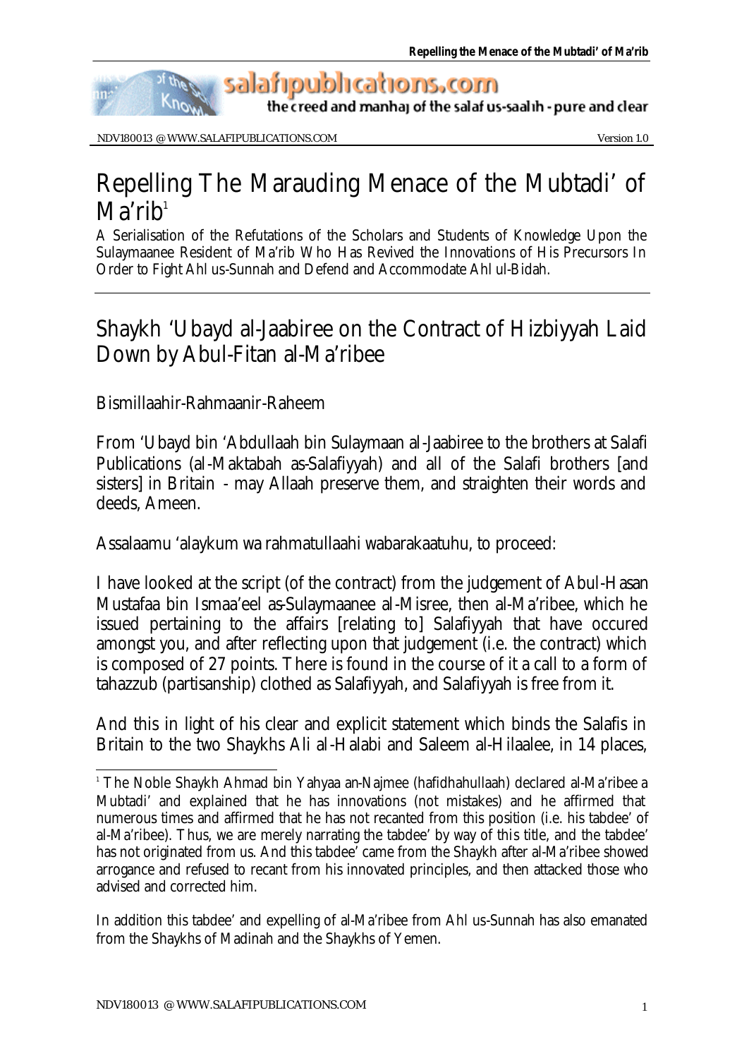# Repelling The Marauding Menace of the Mubtadi' of Ma'rib[1]

A Serialisation of the Refutations of the Scholars and Students of Knowledge Upon the Sulaymaanee Resident of Ma'rib Who Has Revived the Innovations of His Precursors In Order to Fight Ahl us-Sunnah and Defend and Accommodate Ahl ul-Bidah.

## Shaykh 'Ubayd al-Jaabiree on the Contract of Hizbiyyah Laid Down by Abul-Fitan al-Ma'ribee

Bismillaahir-Rahmaanir-Raheem

From 'Ubayd bin 'Abdullaah bin Sulaymaan al-Jaabiree to the brothers at Salafi Publications (al-Maktabah as-Salafiyyah) and all of the Salafi brothers [and sisters] in Britain - may Allaah preserve them, and straighten their words and deeds, Ameen.

Assalaamu 'alaykum wa rahmatullaahi wabarakaatuhu, to proceed:

I have looked at the script (of the contract) from the judgement of Abul-Hasan Mustafaa bin Ismaa'eel as-Sulaymaanee al-Misree, then al-Ma'ribee, which he issued pertaining to the affairs [relating to] Salafiyyah that have occured amongst you, and after reflecting upon that judgement (i.e. the contract) which is composed of 27 points. There is found in the course of it a call to a form of tahazzub (partisanship) clothed as Salafiyyah, and Salafiyyah is free from it.

And this in light of his clear and explicit statement which binds the Salafis in Britain to the two Shaykhs Ali al-Halabi and Saleem al-Hilaalee, in 14 places,

---

[1] The Noble Shaykh Ahmad bin Yahyaa an-Najmee (hafidhahullaah) declared al-Ma'ribee a Mubtadi' and explained that he has innovations (not mistakes) and he affirmed that numerous times and affirmed that he has not recanted from this position (i.e. his tabdee' of al-Ma'ribee). Thus, we are merely narrating the tabdee' by way of this title, and the tabdee' has not originated from us. And this tabdee' came from the Shaykh after al-Ma'ribee showed arrogance and refused to recant from his innovated principles, and then attacked those who advised and corrected him.

In addition this tabdee' and expelling of al-Ma'ribee from Ahl us-Sunnah has also emanated from the Shaykhs of Madinah and the Shaykhs of Yemen.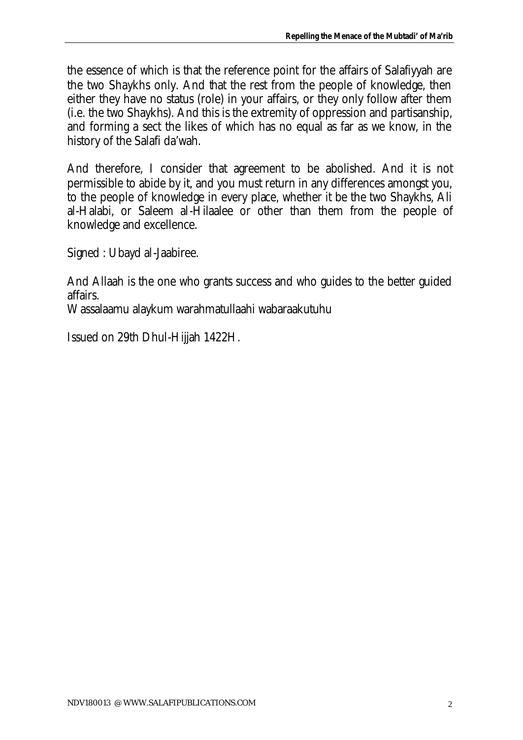the essence of which is that the reference point for the affairs of Salafiyyah are the two Shaykhs only. And that the rest from the people of knowledge, then either they have no status (role) in your affairs, or they only follow after them (i.e. the two Shaykhs). And this is the extremity of oppression and partisanship, and forming a sect the likes of which has no equal as far as we know, in the history of the Salafi da'wah.

And therefore, I consider that agreement to be abolished. And it is not permissible to abide by it, and you must return in any differences amongst you, to the people of knowledge in every place, whether it be the two Shaykhs, Ali al-Halabi, or Saleem al-Hilaalee or other than them from the people of knowledge and excellence.

Signed : Ubayd al-Jaabiree.

And Allaah is the one who grants success and who guides to the better guided affairs.
Wassalaamu alaykum warahmatullaahi wabaraakutuhu

Issued on 29th Dhul-Hijjah 1422H.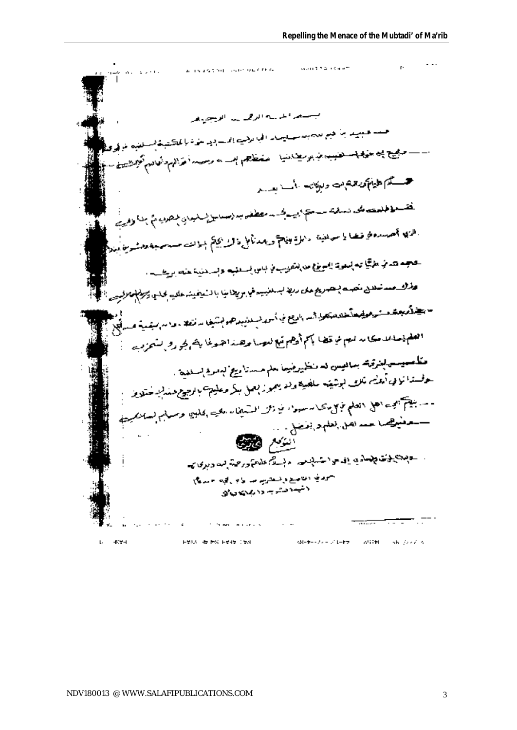بسم الله الرحمن الرحيم

من عبيد بن عبد الله بن سليمان الجابري المدرس بالجامعة الإسلامية ...

السلام عليكم ورحمة الله وبركاته. أما بعد

فقد اطلعت على ...

التوقيع